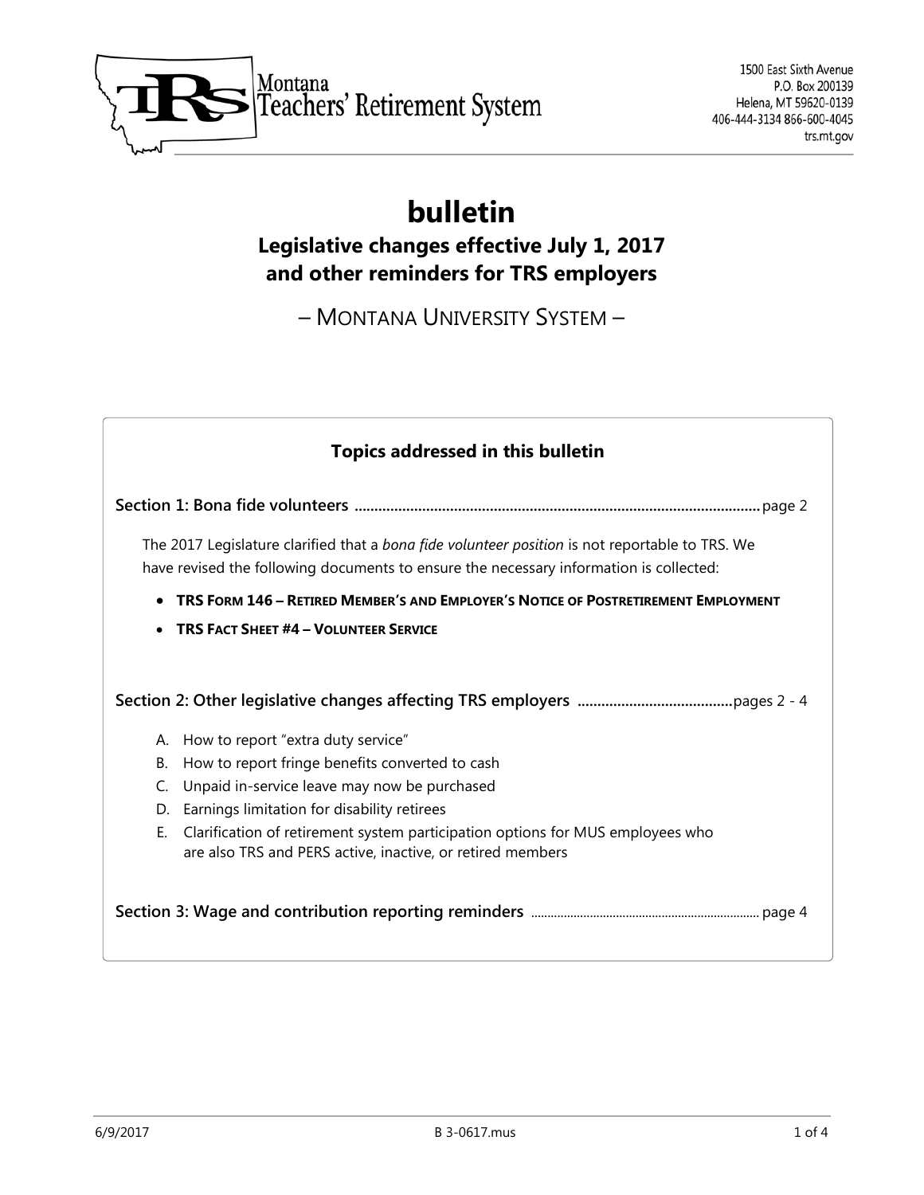Montana Teachers' Retirement System

1500 East Sixth Avenue
P.O. Box 200139
Helena, MT 59620-0139
406-444-3134 866-600-4045
trs.mt.gov

# bulletin

## Legislative changes effective July 1, 2017 and other reminders for TRS employers

– MONTANA UNIVERSITY SYSTEM –

### Topics addressed in this bulletin

**Section 1: Bona fide volunteers** ........................................................................................................ page 2

The 2017 Legislature clarified that a *bona fide volunteer position* is not reportable to TRS. We have revised the following documents to ensure the necessary information is collected:

- **TRS FORM 146 – RETIRED MEMBER'S AND EMPLOYER'S NOTICE OF POSTRETIREMENT EMPLOYMENT**
- **TRS FACT SHEET #4 – VOLUNTEER SERVICE**

**Section 2: Other legislative changes affecting TRS employers** ....................................... pages 2 - 4

A. How to report "extra duty service"
B. How to report fringe benefits converted to cash
C. Unpaid in-service leave may now be purchased
D. Earnings limitation for disability retirees
E. Clarification of retirement system participation options for MUS employees who are also TRS and PERS active, inactive, or retired members

**Section 3: Wage and contribution reporting reminders** ..................................................................... page 4

6/9/2017 B 3-0617.mus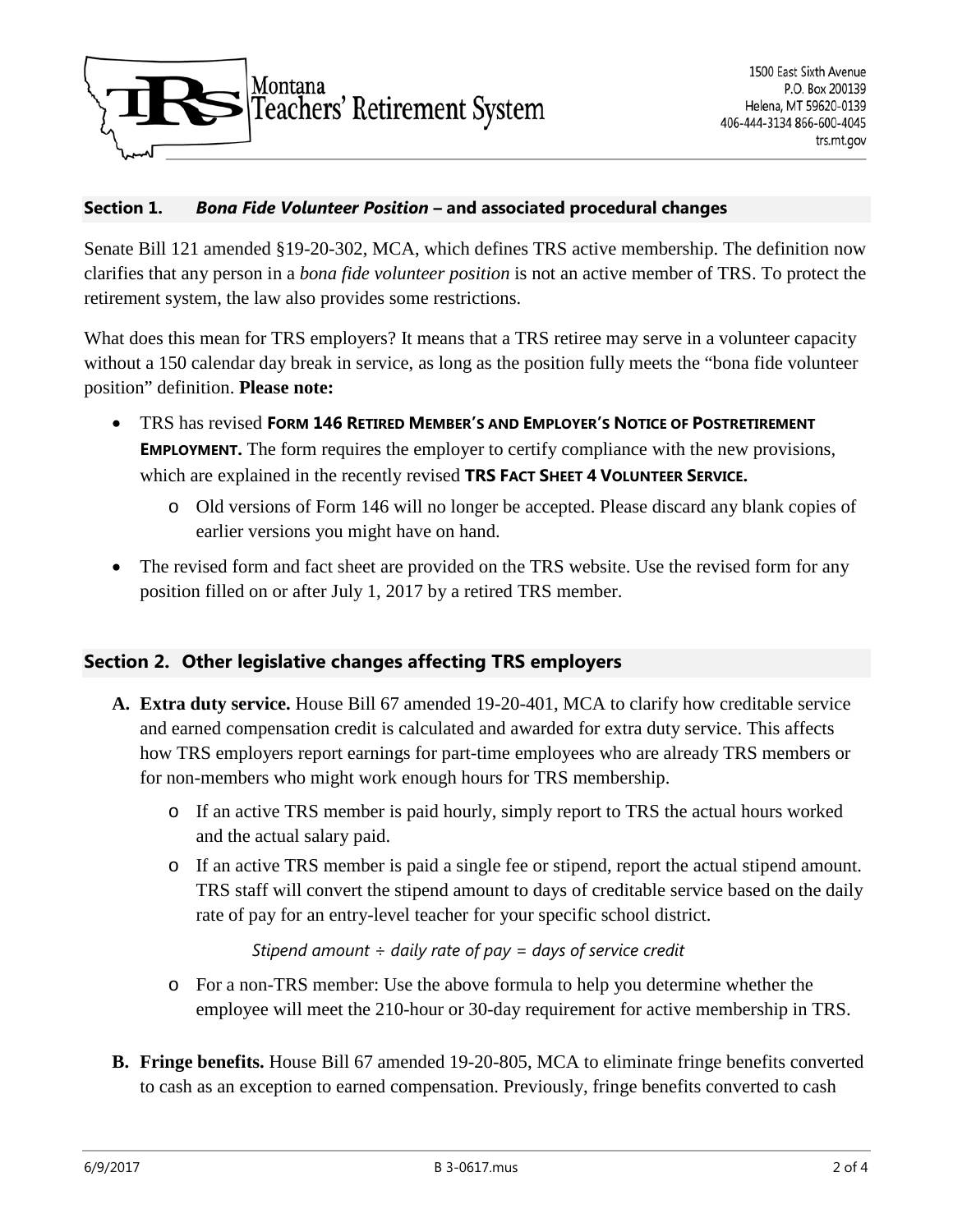## Section 1. *Bona Fide Volunteer Position* – and associated procedural changes

Senate Bill 121 amended §19-20-302, MCA, which defines TRS active membership. The definition now clarifies that any person in a *bona fide volunteer position* is not an active member of TRS. To protect the retirement system, the law also provides some restrictions.

What does this mean for TRS employers? It means that a TRS retiree may serve in a volunteer capacity without a 150 calendar day break in service, as long as the position fully meets the "bona fide volunteer position" definition. **Please note:**

- TRS has revised **FORM 146 RETIRED MEMBER'S AND EMPLOYER'S NOTICE OF POSTRETIREMENT EMPLOYMENT.** The form requires the employer to certify compliance with the new provisions, which are explained in the recently revised **TRS FACT SHEET 4 VOLUNTEER SERVICE.**
  - Old versions of Form 146 will no longer be accepted. Please discard any blank copies of earlier versions you might have on hand.
- The revised form and fact sheet are provided on the TRS website. Use the revised form for any position filled on or after July 1, 2017 by a retired TRS member.

## Section 2. Other legislative changes affecting TRS employers

**A. Extra duty service.** House Bill 67 amended 19-20-401, MCA to clarify how creditable service and earned compensation credit is calculated and awarded for extra duty service. This affects how TRS employers report earnings for part-time employees who are already TRS members or for non-members who might work enough hours for TRS membership.

- If an active TRS member is paid hourly, simply report to TRS the actual hours worked and the actual salary paid.
- If an active TRS member is paid a single fee or stipend, report the actual stipend amount. TRS staff will convert the stipend amount to days of creditable service based on the daily rate of pay for an entry-level teacher for your specific school district.

  *Stipend amount ÷ daily rate of pay = days of service credit*

- For a non-TRS member: Use the above formula to help you determine whether the employee will meet the 210-hour or 30-day requirement for active membership in TRS.

**B. Fringe benefits.** House Bill 67 amended 19-20-805, MCA to eliminate fringe benefits converted to cash as an exception to earned compensation. Previously, fringe benefits converted to cash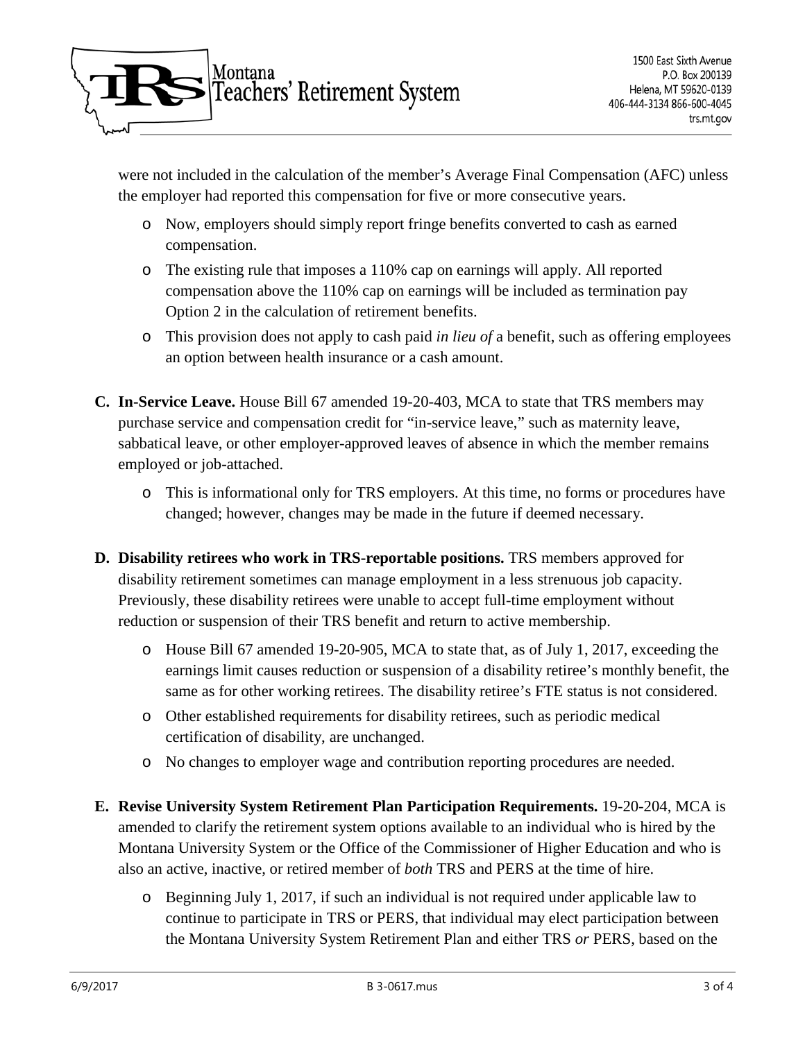were not included in the calculation of the member's Average Final Compensation (AFC) unless the employer had reported this compensation for five or more consecutive years.

- Now, employers should simply report fringe benefits converted to cash as earned compensation.
- The existing rule that imposes a 110% cap on earnings will apply. All reported compensation above the 110% cap on earnings will be included as termination pay Option 2 in the calculation of retirement benefits.
- This provision does not apply to cash paid *in lieu of* a benefit, such as offering employees an option between health insurance or a cash amount.

**C. In-Service Leave.** House Bill 67 amended 19-20-403, MCA to state that TRS members may purchase service and compensation credit for "in-service leave," such as maternity leave, sabbatical leave, or other employer-approved leaves of absence in which the member remains employed or job-attached.

- This is informational only for TRS employers. At this time, no forms or procedures have changed; however, changes may be made in the future if deemed necessary.

**D. Disability retirees who work in TRS-reportable positions.** TRS members approved for disability retirement sometimes can manage employment in a less strenuous job capacity. Previously, these disability retirees were unable to accept full-time employment without reduction or suspension of their TRS benefit and return to active membership.

- House Bill 67 amended 19-20-905, MCA to state that, as of July 1, 2017, exceeding the earnings limit causes reduction or suspension of a disability retiree's monthly benefit, the same as for other working retirees. The disability retiree's FTE status is not considered.
- Other established requirements for disability retirees, such as periodic medical certification of disability, are unchanged.
- No changes to employer wage and contribution reporting procedures are needed.

**E. Revise University System Retirement Plan Participation Requirements.** 19-20-204, MCA is amended to clarify the retirement system options available to an individual who is hired by the Montana University System or the Office of the Commissioner of Higher Education and who is also an active, inactive, or retired member of *both* TRS and PERS at the time of hire.

- Beginning July 1, 2017, if such an individual is not required under applicable law to continue to participate in TRS or PERS, that individual may elect participation between the Montana University System Retirement Plan and either TRS *or* PERS, based on the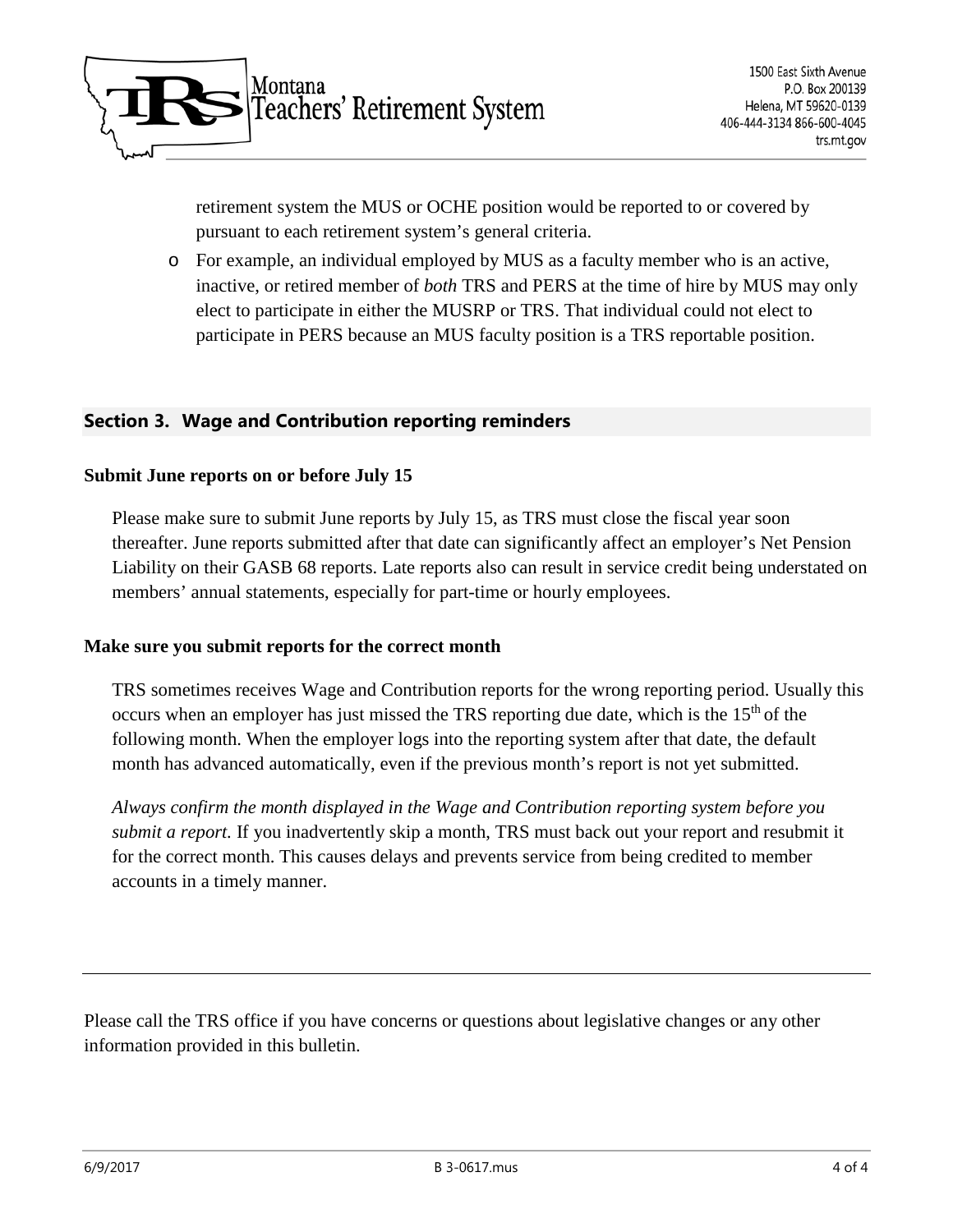retirement system the MUS or OCHE position would be reported to or covered by pursuant to each retirement system's general criteria.

- For example, an individual employed by MUS as a faculty member who is an active, inactive, or retired member of *both* TRS and PERS at the time of hire by MUS may only elect to participate in either the MUSRP or TRS. That individual could not elect to participate in PERS because an MUS faculty position is a TRS reportable position.

## Section 3. Wage and Contribution reporting reminders

**Submit June reports on or before July 15**

Please make sure to submit June reports by July 15, as TRS must close the fiscal year soon thereafter. June reports submitted after that date can significantly affect an employer's Net Pension Liability on their GASB 68 reports. Late reports also can result in service credit being understated on members' annual statements, especially for part-time or hourly employees.

**Make sure you submit reports for the correct month**

TRS sometimes receives Wage and Contribution reports for the wrong reporting period. Usually this occurs when an employer has just missed the TRS reporting due date, which is the 15th of the following month. When the employer logs into the reporting system after that date, the default month has advanced automatically, even if the previous month's report is not yet submitted.

*Always confirm the month displayed in the Wage and Contribution reporting system before you submit a report.* If you inadvertently skip a month, TRS must back out your report and resubmit it for the correct month. This causes delays and prevents service from being credited to member accounts in a timely manner.

---

Please call the TRS office if you have concerns or questions about legislative changes or any other information provided in this bulletin.